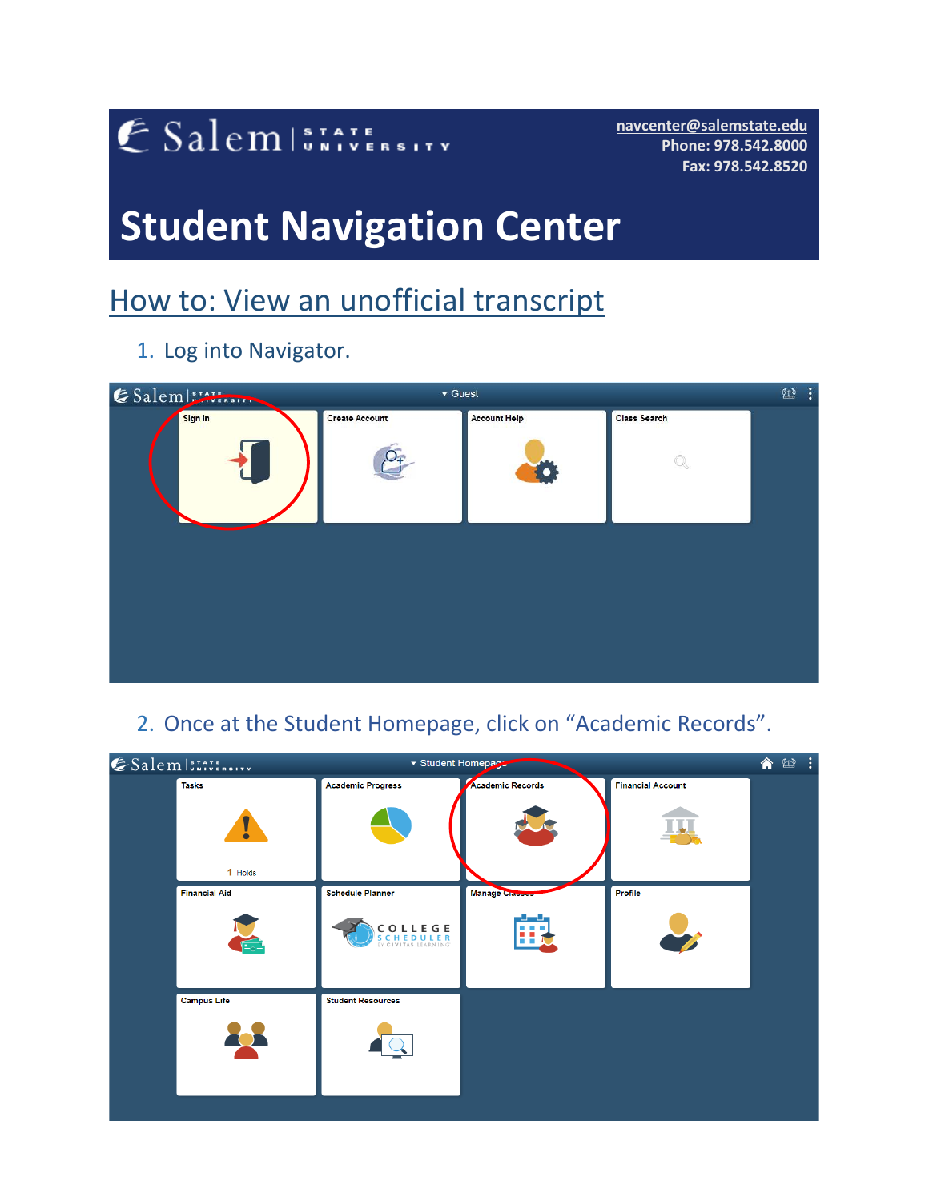Salem STATE UNIVERSITY

navcenter@salemstate.edu
Phone: 978.542.8000
Fax: 978.542.8520

# Student Navigation Center

## How to: View an unofficial transcript

1. Log into Navigator.

2. Once at the Student Homepage, click on "Academic Records".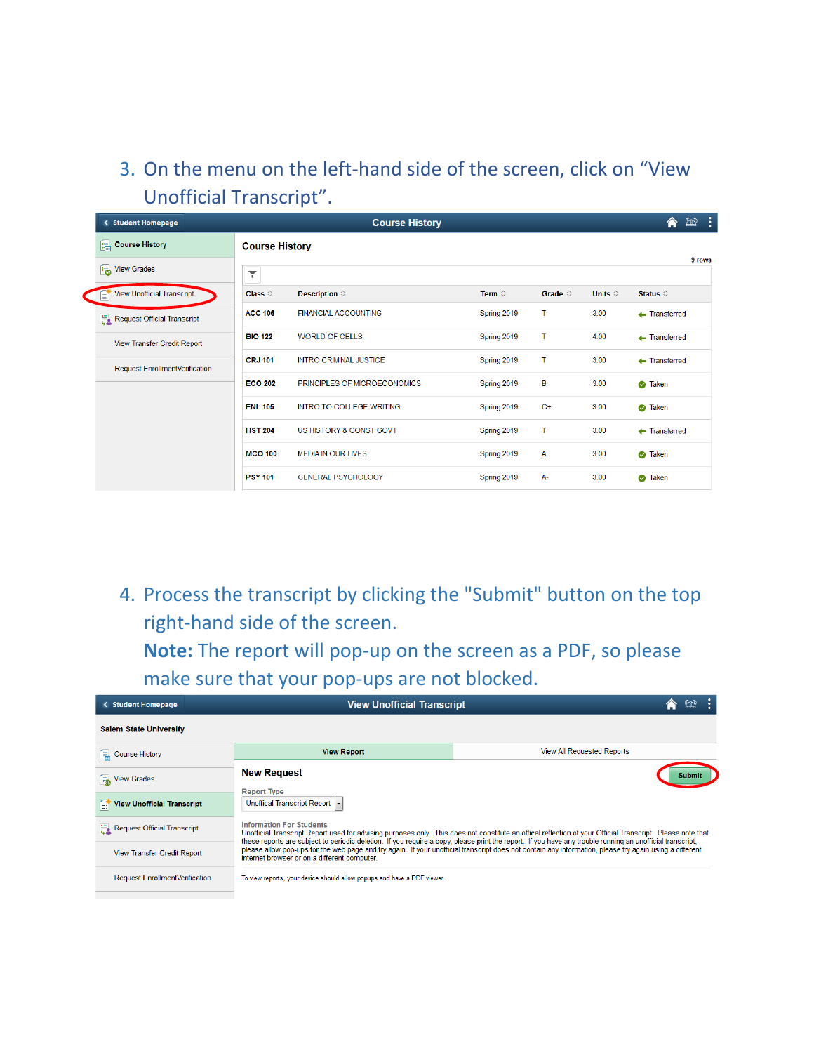3. On the menu on the left-hand side of the screen, click on "View Unofficial Transcript".

**Student Homepage** — **Course History**

- Course History
- View Grades
- View Unofficial Transcript
- Request Official Transcript
- View Transfer Credit Report
- Request EnrollmentVerification

**Course History**

9 rows

| Class | Description | Term | Grade | Units | Status |
|---|---|---|---|---|---|
| ACC 106 | FINANCIAL ACCOUNTING | Spring 2019 | T | 3.00 | Transferred |
| BIO 122 | WORLD OF CELLS | Spring 2019 | T | 4.00 | Transferred |
| CRJ 101 | INTRO CRIMINAL JUSTICE | Spring 2019 | T | 3.00 | Transferred |
| ECO 202 | PRINCIPLES OF MICROECONOMICS | Spring 2019 | B | 3.00 | Taken |
| ENL 105 | INTRO TO COLLEGE WRITING | Spring 2019 | C+ | 3.00 | Taken |
| HST 204 | US HISTORY & CONST GOV I | Spring 2019 | T | 3.00 | Transferred |
| MCO 100 | MEDIA IN OUR LIVES | Spring 2019 | A | 3.00 | Taken |
| PSY 101 | GENERAL PSYCHOLOGY | Spring 2019 | A- | 3.00 | Taken |

4. Process the transcript by clicking the "Submit" button on the top right-hand side of the screen.
   **Note:** The report will pop-up on the screen as a PDF, so please make sure that your pop-ups are not blocked.

**Student Homepage** — **View Unofficial Transcript**

**Salem State University**

- Course History
- View Grades
- View Unofficial Transcript
- Request Official Transcript
- View Transfer Credit Report
- Request EnrollmentVerification

View Report | View All Requested Reports

**New Request**

Submit

Report Type

Unoffical Transcript Report

Information For Students

Unofficial Transcript Report used for advising purposes only. This does not constitute an offical reflection of your Official Transcript. Please note that these reports are subject to periodic deletion. If you require a copy, please print the report. If you have any trouble running an unofficial transcript, please allow pop-ups for the web page and try again. If your unofficial transcript does not contain any information, please try again using a different internet browser or on a different computer.

To view reports, your device should allow popups and have a PDF viewer.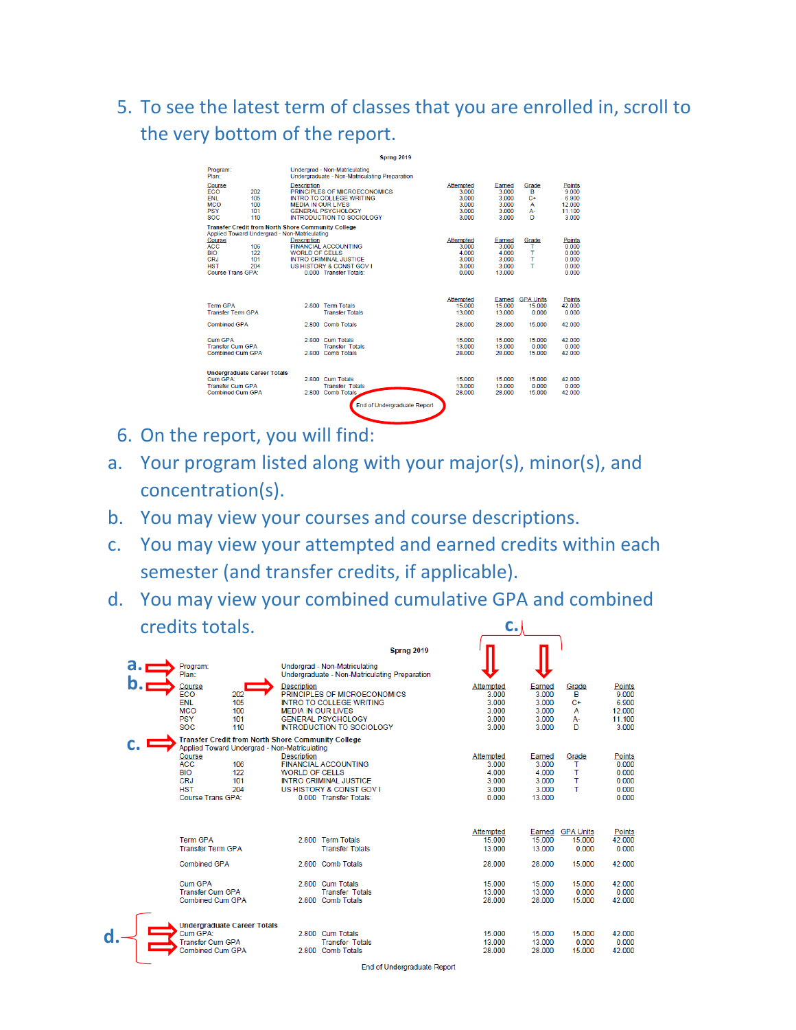5. To see the latest term of classes that you are enrolled in, scroll to the very bottom of the report.

**Sprng 2019**

Program: Undergrad - Non-Matriculating
Plan: Undergraduate - Non-Matriculating Preparation

| Course | | Description | Attempted | Earned | Grade | Points |
|---|---|---|---|---|---|---|
| ECO | 202 | PRINCIPLES OF MICROECONOMICS | 3.000 | 3.000 | B | 9.000 |
| ENL | 105 | INTRO TO COLLEGE WRITING | 3.000 | 3.000 | C+ | 6.900 |
| MCO | 100 | MEDIA IN OUR LIVES | 3.000 | 3.000 | A | 12.000 |
| PSY | 101 | GENERAL PSYCHOLOGY | 3.000 | 3.000 | A- | 11.100 |
| SOC | 110 | INTRODUCTION TO SOCIOLOGY | 3.000 | 3.000 | D | 3.000 |

**Transfer Credit from North Shore Community College**
Applied Toward Undergrad - Non-Matriculating

| Course | | Description | Attempted | Earned | Grade | Points |
|---|---|---|---|---|---|---|
| ACC | 106 | FINANCIAL ACCOUNTING | 3.000 | 3.000 | T | 0.000 |
| BIO | 122 | WORLD OF CELLS | 4.000 | 4.000 | T | 0.000 |
| CRJ | 101 | INTRO CRIMINAL JUSTICE | 3.000 | 3.000 | T | 0.000 |
| HST | 204 | US HISTORY & CONST GOV I | 3.000 | 3.000 | T | 0.000 |
| Course Trans GPA: | | 0.000 Transfer Totals: | 0.000 | 13.000 | | 0.000 |

| | | | Attempted | Earned | GPA Units | Points |
|---|---|---|---|---|---|---|
| Term GPA | 2.800 | Term Totals | 15.000 | 15.000 | 15.000 | 42.000 |
| Transfer Term GPA | | Transfer Totals | 13.000 | 13.000 | 0.000 | 0.000 |
| Combined GPA | 2.800 | Comb Totals | 28.000 | 28.000 | 15.000 | 42.000 |
| Cum GPA | 2.800 | Cum Totals | 15.000 | 15.000 | 15.000 | 42.000 |
| Transfer Cum GPA | | Transfer Totals | 13.000 | 13.000 | 0.000 | 0.000 |
| Combined Cum GPA | 2.800 | Comb Totals | 28.000 | 28.000 | 15.000 | 42.000 |
| **Undergraduate Career Totals** | | | | | | |
| Cum GPA: | 2.800 | Cum Totals | 15.000 | 15.000 | 15.000 | 42.000 |
| Transfer Cum GPA | | Transfer Totals | 13.000 | 13.000 | 0.000 | 0.000 |
| Combined Cum GPA | 2.800 | Comb Totals | 28.000 | 28.000 | 15.000 | 42.000 |

End of Undergraduate Report

6. On the report, you will find:

a. Your program listed along with your major(s), minor(s), and concentration(s).

b. You may view your courses and course descriptions.

c. You may view your attempted and earned credits within each semester (and transfer credits, if applicable).

d. You may view your combined cumulative GPA and combined credits totals.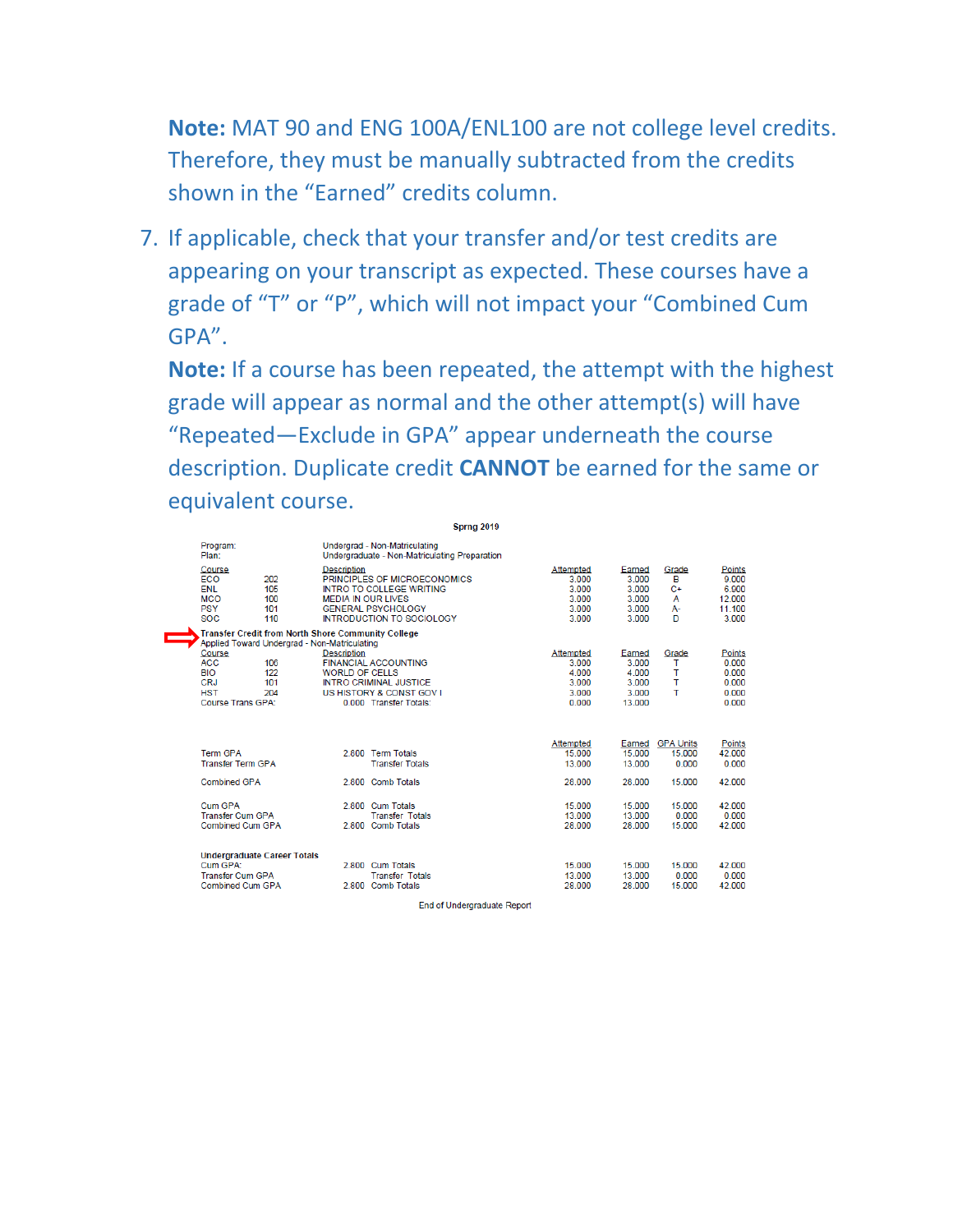**Note:** MAT 90 and ENG 100A/ENL100 are not college level credits. Therefore, they must be manually subtracted from the credits shown in the "Earned" credits column.

7. If applicable, check that your transfer and/or test credits are appearing on your transcript as expected. These courses have a grade of "T" or "P", which will not impact your "Combined Cum GPA".

   **Note:** If a course has been repeated, the attempt with the highest grade will appear as normal and the other attempt(s) will have "Repeated—Exclude in GPA" appear underneath the course description. Duplicate credit **CANNOT** be earned for the same or equivalent course.

**Sprng 2019**

Program: Undergrad - Non-Matriculating
Plan: Undergraduate - Non-Matriculating Preparation

| Course | | Description | Attempted | Earned | Grade | Points |
|---|---|---|---|---|---|---|
| ECO | 202 | PRINCIPLES OF MICROECONOMICS | 3.000 | 3.000 | B | 9.000 |
| ENL | 105 | INTRO TO COLLEGE WRITING | 3.000 | 3.000 | C+ | 6.900 |
| MCO | 100 | MEDIA IN OUR LIVES | 3.000 | 3.000 | A | 12.000 |
| PSY | 101 | GENERAL PSYCHOLOGY | 3.000 | 3.000 | A- | 11.100 |
| SOC | 110 | INTRODUCTION TO SOCIOLOGY | 3.000 | 3.000 | D | 3.000 |

**Transfer Credit from North Shore Community College**
Applied Toward Undergrad - Non-Matriculating

| Course | | Description | Attempted | Earned | Grade | Points |
|---|---|---|---|---|---|---|
| ACC | 106 | FINANCIAL ACCOUNTING | 3.000 | 3.000 | T | 0.000 |
| BIO | 122 | WORLD OF CELLS | 4.000 | 4.000 | T | 0.000 |
| CRJ | 101 | INTRO CRIMINAL JUSTICE | 3.000 | 3.000 | T | 0.000 |
| HST | 204 | US HISTORY & CONST GOV I | 3.000 | 3.000 | T | 0.000 |
| Course Trans GPA: | | 0.000 Transfer Totals: | 0.000 | 13.000 | | 0.000 |

| | | | Attempted | Earned | GPA Units | Points |
|---|---|---|---|---|---|---|
| Term GPA | 2.800 | Term Totals | 15.000 | 15.000 | 15.000 | 42.000 |
| Transfer Term GPA | | Transfer Totals | 13.000 | 13.000 | 0.000 | 0.000 |
| Combined GPA | 2.800 | Comb Totals | 28.000 | 28.000 | 15.000 | 42.000 |
| Cum GPA | 2.800 | Cum Totals | 15.000 | 15.000 | 15.000 | 42.000 |
| Transfer Cum GPA | | Transfer Totals | 13.000 | 13.000 | 0.000 | 0.000 |
| Combined Cum GPA | 2.800 | Comb Totals | 28.000 | 28.000 | 15.000 | 42.000 |

**Undergraduate Career Totals**

| | | | | | | |
|---|---|---|---|---|---|---|
| Cum GPA: | 2.800 | Cum Totals | 15.000 | 15.000 | 15.000 | 42.000 |
| Transfer Cum GPA | | Transfer Totals | 13.000 | 13.000 | 0.000 | 0.000 |
| Combined Cum GPA | 2.800 | Comb Totals | 28.000 | 28.000 | 15.000 | 42.000 |

End of Undergraduate Report